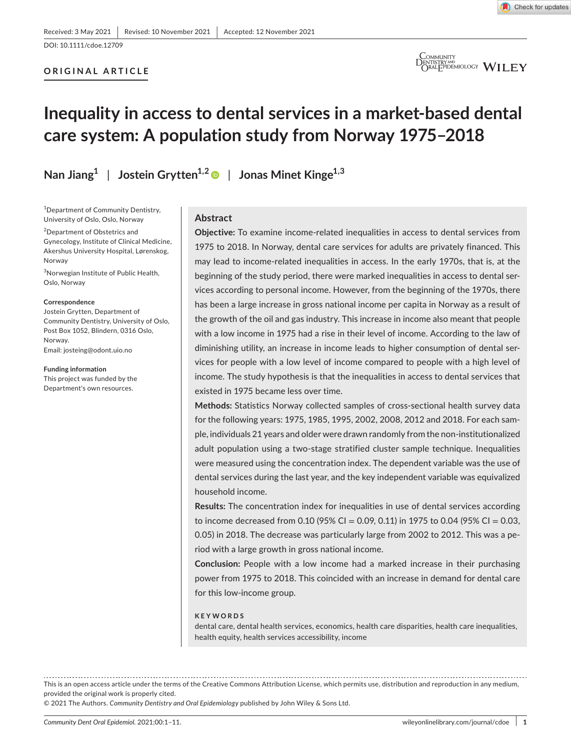Received: 3 May 2021 | Revised: 10 November 2021 | Accepted: 12 November 2021

DOI: 10.1111/cdoe.12709

ORIGINAL ARTICLE

# Inequality in access to dental services in a market-based dental care system: A population study from Norway 1975–2018

**Nan Jiang**[1] | **Jostein Grytten**[1,2] | **Jonas Minet Kinge**[1,3]

[1]Department of Community Dentistry, University of Oslo, Oslo, Norway

[2]Department of Obstetrics and Gynecology, Institute of Clinical Medicine, Akershus University Hospital, Lørenskog, Norway

[3]Norwegian Institute of Public Health, Oslo, Norway

**Correspondence**
Jostein Grytten, Department of Community Dentistry, University of Oslo, Post Box 1052, Blindern, 0316 Oslo, Norway.
Email: josteing@odont.uio.no

**Funding information**
This project was funded by the Department's own resources.

## Abstract

**Objective:** To examine income-related inequalities in access to dental services from 1975 to 2018. In Norway, dental care services for adults are privately financed. This may lead to income-related inequalities in access. In the early 1970s, that is, at the beginning of the study period, there were marked inequalities in access to dental services according to personal income. However, from the beginning of the 1970s, there has been a large increase in gross national income per capita in Norway as a result of the growth of the oil and gas industry. This increase in income also meant that people with a low income in 1975 had a rise in their level of income. According to the law of diminishing utility, an increase in income leads to higher consumption of dental services for people with a low level of income compared to people with a high level of income. The study hypothesis is that the inequalities in access to dental services that existed in 1975 became less over time.

**Methods:** Statistics Norway collected samples of cross-sectional health survey data for the following years: 1975, 1985, 1995, 2002, 2008, 2012 and 2018. For each sample, individuals 21 years and older were drawn randomly from the non-institutionalized adult population using a two-stage stratified cluster sample technique. Inequalities were measured using the concentration index. The dependent variable was the use of dental services during the last year, and the key independent variable was equivalized household income.

**Results:** The concentration index for inequalities in use of dental services according to income decreased from 0.10 (95% CI = 0.09, 0.11) in 1975 to 0.04 (95% CI = 0.03, 0.05) in 2018. The decrease was particularly large from 2002 to 2012. This was a period with a large growth in gross national income.

**Conclusion:** People with a low income had a marked increase in their purchasing power from 1975 to 2018. This coincided with an increase in demand for dental care for this low-income group.

**KEYWORDS**

dental care, dental health services, economics, health care disparities, health care inequalities, health equity, health services accessibility, income

This is an open access article under the terms of the Creative Commons Attribution License, which permits use, distribution and reproduction in any medium, provided the original work is properly cited.

© 2021 The Authors. *Community Dentistry and Oral Epidemiology* published by John Wiley & Sons Ltd.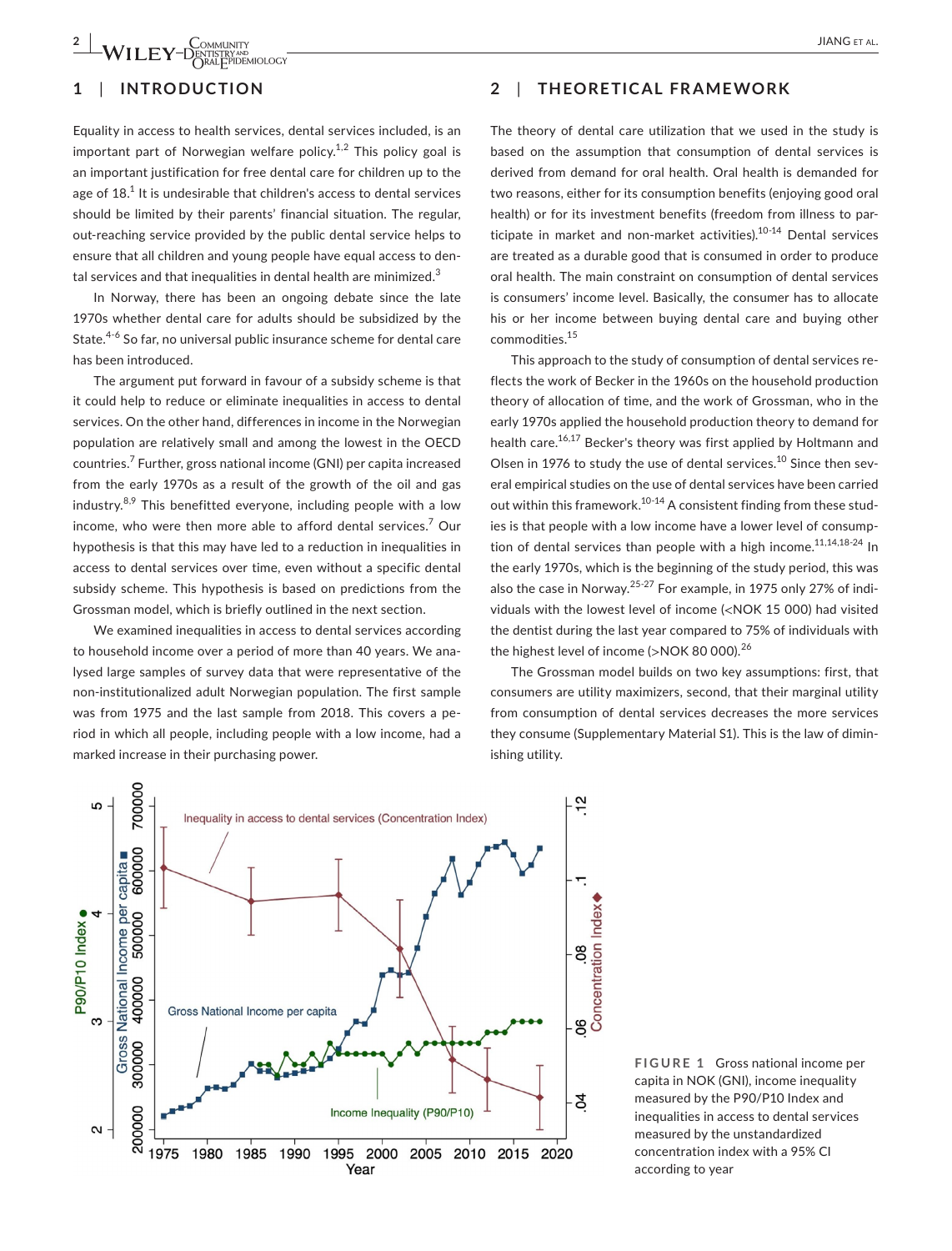## 1 | INTRODUCTION

Equality in access to health services, dental services included, is an important part of Norwegian welfare policy.[1,2] This policy goal is an important justification for free dental care for children up to the age of 18.[1] It is undesirable that children's access to dental services should be limited by their parents' financial situation. The regular, out-reaching service provided by the public dental service helps to ensure that all children and young people have equal access to dental services and that inequalities in dental health are minimized.[3]

In Norway, there has been an ongoing debate since the late 1970s whether dental care for adults should be subsidized by the State.[4-6] So far, no universal public insurance scheme for dental care has been introduced.

The argument put forward in favour of a subsidy scheme is that it could help to reduce or eliminate inequalities in access to dental services. On the other hand, differences in income in the Norwegian population are relatively small and among the lowest in the OECD countries.[7] Further, gross national income (GNI) per capita increased from the early 1970s as a result of the growth of the oil and gas industry.[8,9] This benefitted everyone, including people with a low income, who were then more able to afford dental services.[7] Our hypothesis is that this may have led to a reduction in inequalities in access to dental services over time, even without a specific dental subsidy scheme. This hypothesis is based on predictions from the Grossman model, which is briefly outlined in the next section.

We examined inequalities in access to dental services according to household income over a period of more than 40 years. We analysed large samples of survey data that were representative of the non-institutionalized adult Norwegian population. The first sample was from 1975 and the last sample from 2018. This covers a period in which all people, including people with a low income, had a marked increase in their purchasing power.

## 2 | THEORETICAL FRAMEWORK

The theory of dental care utilization that we used in the study is based on the assumption that consumption of dental services is derived from demand for oral health. Oral health is demanded for two reasons, either for its consumption benefits (enjoying good oral health) or for its investment benefits (freedom from illness to participate in market and non-market activities).[10-14] Dental services are treated as a durable good that is consumed in order to produce oral health. The main constraint on consumption of dental services is consumers' income level. Basically, the consumer has to allocate his or her income between buying dental care and buying other commodities.[15]

This approach to the study of consumption of dental services reflects the work of Becker in the 1960s on the household production theory of allocation of time, and the work of Grossman, who in the early 1970s applied the household production theory to demand for health care.[16,17] Becker's theory was first applied by Holtmann and Olsen in 1976 to study the use of dental services.[10] Since then several empirical studies on the use of dental services have been carried out within this framework.[10-14] A consistent finding from these studies is that people with a low income have a lower level of consumption of dental services than people with a high income.[11,14,18-24] In the early 1970s, which is the beginning of the study period, this was also the case in Norway.[25-27] For example, in 1975 only 27% of individuals with the lowest level of income (<NOK 15 000) had visited the dentist during the last year compared to 75% of individuals with the highest level of income (>NOK 80 000).[26]

The Grossman model builds on two key assumptions: first, that consumers are utility maximizers, second, that their marginal utility from consumption of dental services decreases the more services they consume (Supplementary Material S1). This is the law of diminishing utility.

**FIGURE 1** Gross national income per capita in NOK (GNI), income inequality measured by the P90/P10 Index and inequalities in access to dental services measured by the unstandardized concentration index with a 95% CI according to year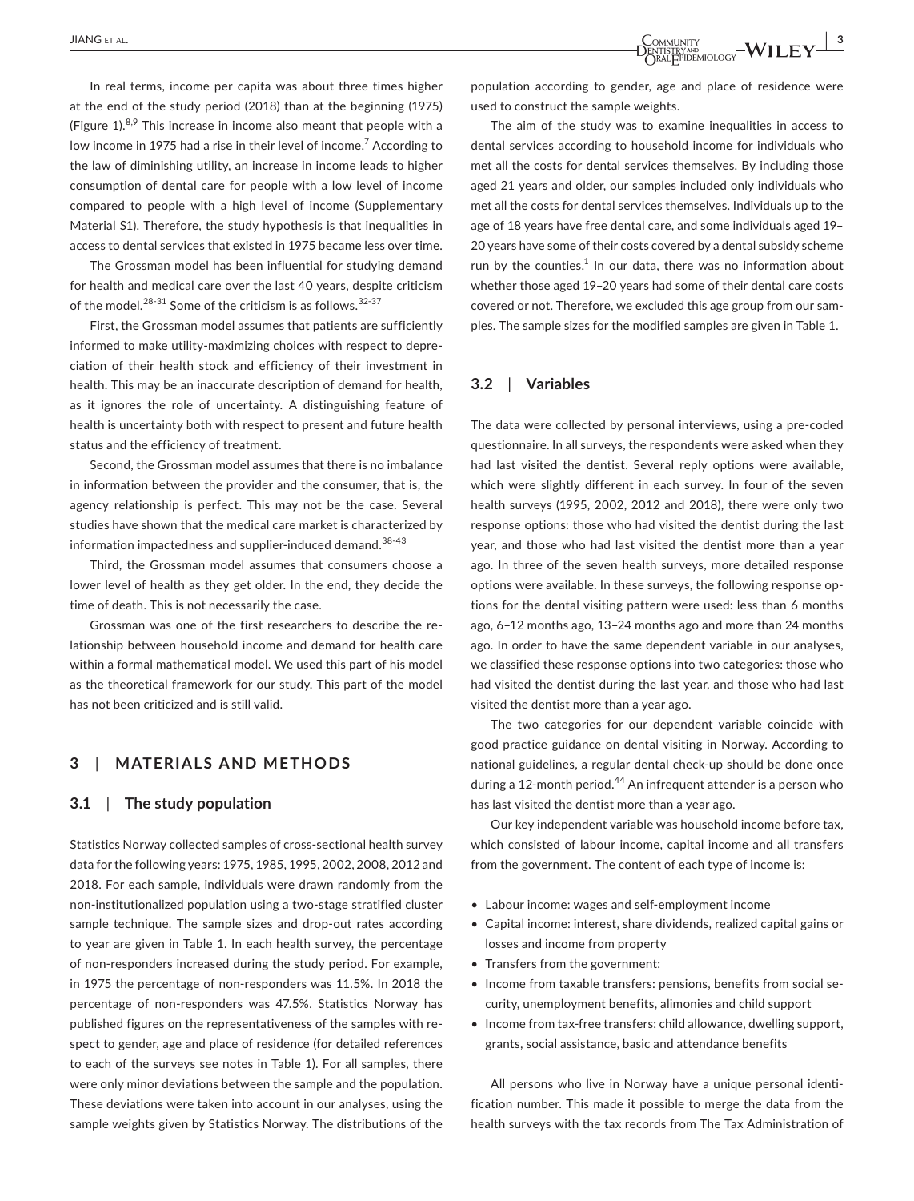In real terms, income per capita was about three times higher at the end of the study period (2018) than at the beginning (1975) (Figure 1).[8,9] This increase in income also meant that people with a low income in 1975 had a rise in their level of income.[7] According to the law of diminishing utility, an increase in income leads to higher consumption of dental care for people with a low level of income compared to people with a high level of income (Supplementary Material S1). Therefore, the study hypothesis is that inequalities in access to dental services that existed in 1975 became less over time.

The Grossman model has been influential for studying demand for health and medical care over the last 40 years, despite criticism of the model.[28-31] Some of the criticism is as follows.[32-37]

First, the Grossman model assumes that patients are sufficiently informed to make utility-maximizing choices with respect to depreciation of their health stock and efficiency of their investment in health. This may be an inaccurate description of demand for health, as it ignores the role of uncertainty. A distinguishing feature of health is uncertainty both with respect to present and future health status and the efficiency of treatment.

Second, the Grossman model assumes that there is no imbalance in information between the provider and the consumer, that is, the agency relationship is perfect. This may not be the case. Several studies have shown that the medical care market is characterized by information impactedness and supplier-induced demand.[38-43]

Third, the Grossman model assumes that consumers choose a lower level of health as they get older. In the end, they decide the time of death. This is not necessarily the case.

Grossman was one of the first researchers to describe the relationship between household income and demand for health care within a formal mathematical model. We used this part of his model as the theoretical framework for our study. This part of the model has not been criticized and is still valid.

## 3 | MATERIALS AND METHODS

### 3.1 | The study population

Statistics Norway collected samples of cross-sectional health survey data for the following years: 1975, 1985, 1995, 2002, 2008, 2012 and 2018. For each sample, individuals were drawn randomly from the non-institutionalized population using a two-stage stratified cluster sample technique. The sample sizes and drop-out rates according to year are given in Table 1. In each health survey, the percentage of non-responders increased during the study period. For example, in 1975 the percentage of non-responders was 11.5%. In 2018 the percentage of non-responders was 47.5%. Statistics Norway has published figures on the representativeness of the samples with respect to gender, age and place of residence (for detailed references to each of the surveys see notes in Table 1). For all samples, there were only minor deviations between the sample and the population. These deviations were taken into account in our analyses, using the sample weights given by Statistics Norway. The distributions of the population according to gender, age and place of residence were used to construct the sample weights.

The aim of the study was to examine inequalities in access to dental services according to household income for individuals who met all the costs for dental services themselves. By including those aged 21 years and older, our samples included only individuals who met all the costs for dental services themselves. Individuals up to the age of 18 years have free dental care, and some individuals aged 19–20 years have some of their costs covered by a dental subsidy scheme run by the counties.[1] In our data, there was no information about whether those aged 19–20 years had some of their dental care costs covered or not. Therefore, we excluded this age group from our samples. The sample sizes for the modified samples are given in Table 1.

### 3.2 | Variables

The data were collected by personal interviews, using a pre-coded questionnaire. In all surveys, the respondents were asked when they had last visited the dentist. Several reply options were available, which were slightly different in each survey. In four of the seven health surveys (1995, 2002, 2012 and 2018), there were only two response options: those who had visited the dentist during the last year, and those who had last visited the dentist more than a year ago. In three of the seven health surveys, more detailed response options were available. In these surveys, the following response options for the dental visiting pattern were used: less than 6 months ago, 6–12 months ago, 13–24 months ago and more than 24 months ago. In order to have the same dependent variable in our analyses, we classified these response options into two categories: those who had visited the dentist during the last year, and those who had last visited the dentist more than a year ago.

The two categories for our dependent variable coincide with good practice guidance on dental visiting in Norway. According to national guidelines, a regular dental check-up should be done once during a 12-month period.[44] An infrequent attender is a person who has last visited the dentist more than a year ago.

Our key independent variable was household income before tax, which consisted of labour income, capital income and all transfers from the government. The content of each type of income is:

- Labour income: wages and self-employment income
- Capital income: interest, share dividends, realized capital gains or losses and income from property
- Transfers from the government:
- Income from taxable transfers: pensions, benefits from social security, unemployment benefits, alimonies and child support
- Income from tax-free transfers: child allowance, dwelling support, grants, social assistance, basic and attendance benefits

All persons who live in Norway have a unique personal identification number. This made it possible to merge the data from the health surveys with the tax records from The Tax Administration of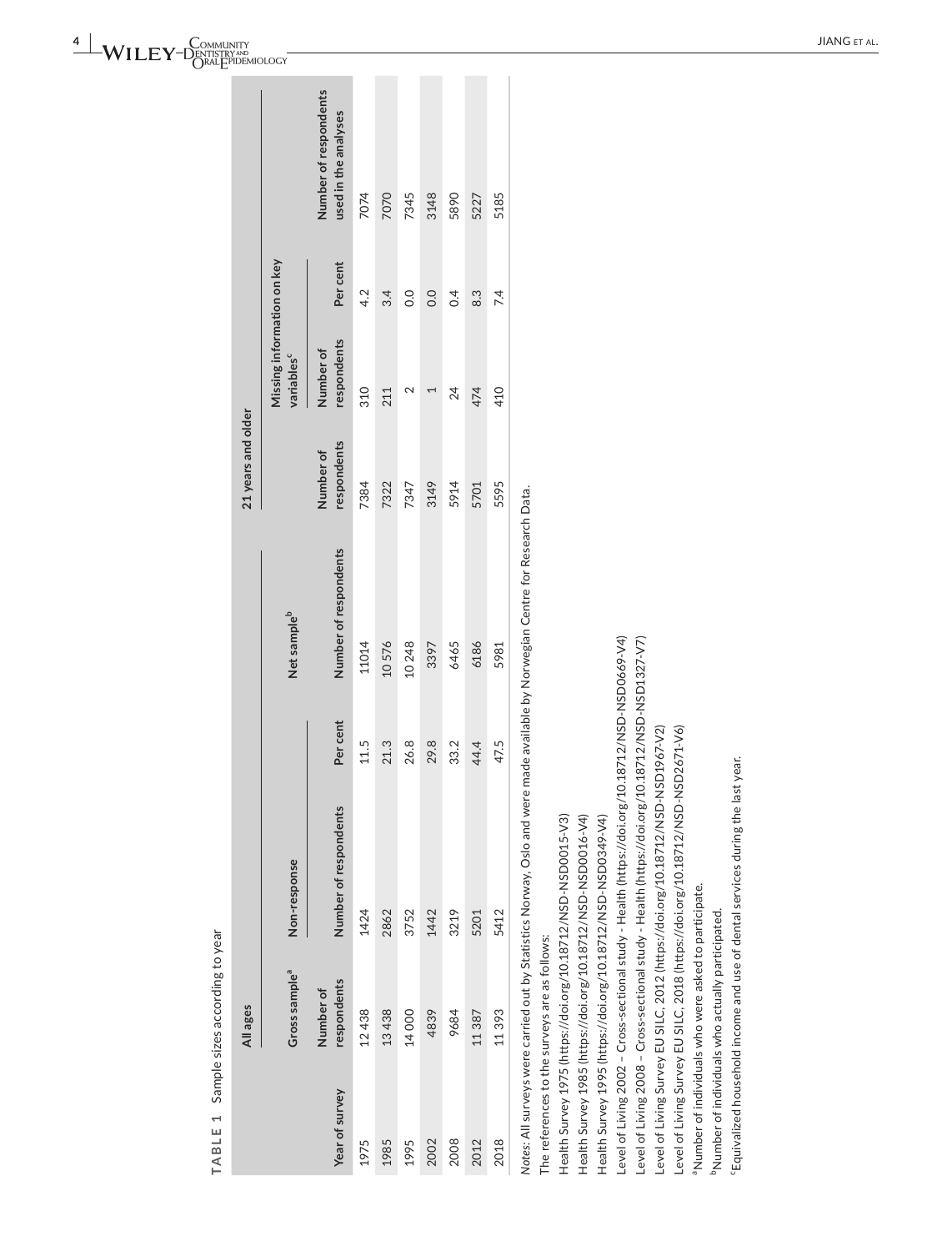**TABLE 1** Sample sizes according to year

| | All ages | | | | 21 years and older | | | |
|---|---|---|---|---|---|---|---|---|
| | Gross sample[a] | Non-response | | Net sample[b] | | Missing information on key variables[c] | | |
| Year of survey | Number of respondents | Number of respondents | Per cent | Number of respondents | Number of respondents | Number of respondents | Per cent | Number of respondents used in the analyses |
| 1975 | 12 438 | 1424 | 11.5 | 11014 | 7384 | 310 | 4.2 | 7074 |
| 1985 | 13 438 | 2862 | 21.3 | 10 576 | 7322 | 211 | 3.4 | 7070 |
| 1995 | 14 000 | 3752 | 26.8 | 10 248 | 7347 | 2 | 0.0 | 7345 |
| 2002 | 4839 | 1442 | 29.8 | 3397 | 3149 | 1 | 0.0 | 3148 |
| 2008 | 9684 | 3219 | 33.2 | 6465 | 5914 | 24 | 0.4 | 5890 |
| 2012 | 11 387 | 5201 | 44.4 | 6186 | 5701 | 474 | 8.3 | 5227 |
| 2018 | 11 393 | 5412 | 47.5 | 5981 | 5595 | 410 | 7.4 | 5185 |

*Notes*: All surveys were carried out by Statistics Norway, Oslo and were made available by Norwegian Centre for Research Data.

The references to the surveys are as follows:

Health Survey 1975 (https://doi.org/10.18712/NSD-NSD0015-V3)

Health Survey 1985 (https://doi.org/10.18712/NSD-NSD0016-V4)

Health Survey 1995 (https://doi.org/10.18712/NSD-NSD0349-V4)

Level of Living 2002 – Cross-sectional study - Health (https://doi.org/10.18712/NSD-NSD0669-V4)

Level of Living 2008 – Cross-sectional study - Health (https://doi.org/10.18712/NSD-NSD1327-V7)

Level of Living Survey EU SILC, 2012 (https://doi.org/10.18712/NSD-NSD1967-V2)

Level of Living Survey EU SILC, 2018 (https://doi.org/10.18712/NSD-NSD2671-V6)

[a]Number of individuals who were asked to participate.

[b]Number of individuals who actually participated.

[c]Equivalized household income and use of dental services during the last year.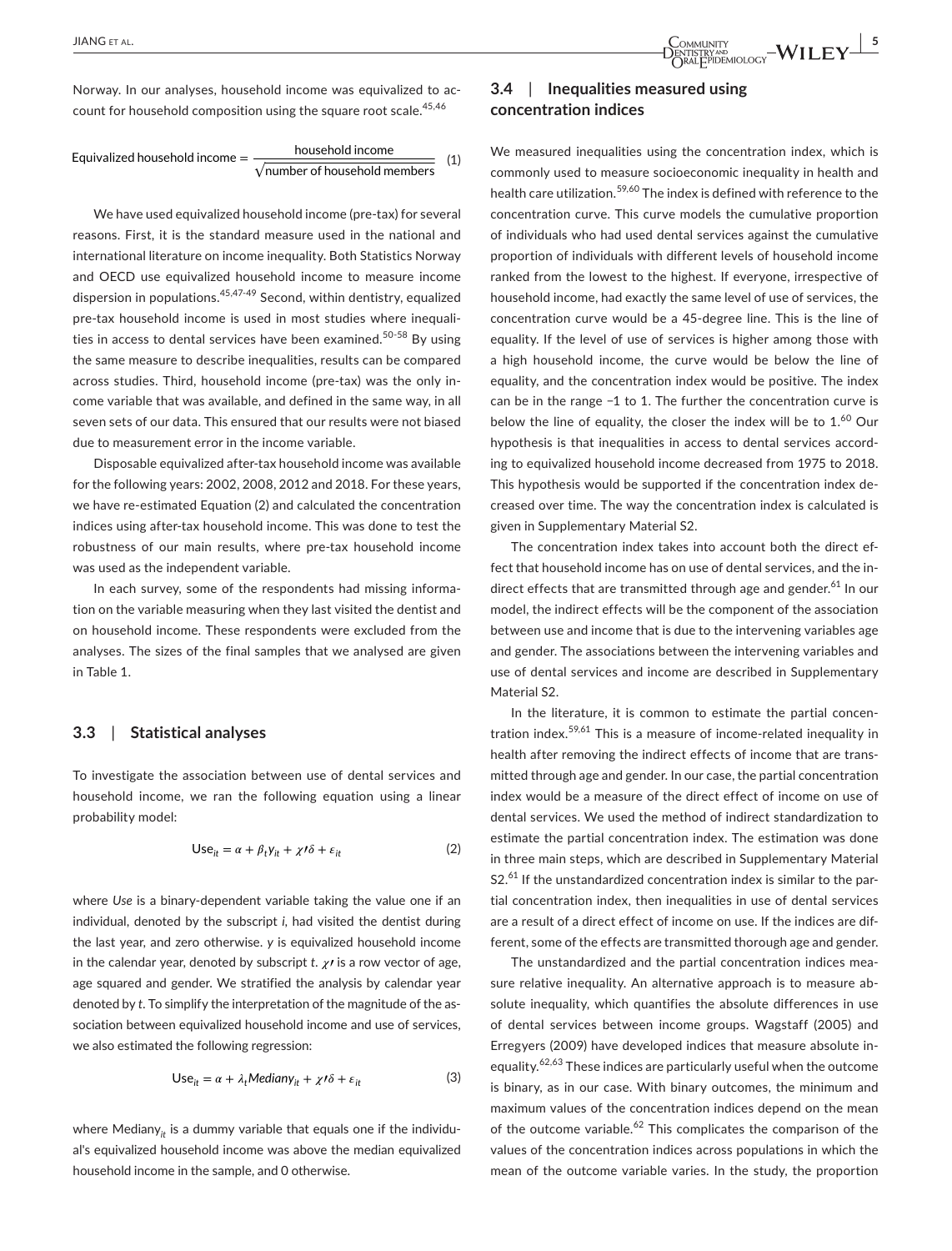Norway. In our analyses, household income was equivalized to account for household composition using the square root scale.[45,46]

$$\text{Equivalized household income} = \frac{\text{household income}}{\sqrt{\text{number of household members}}} \quad (1)$$

We have used equivalized household income (pre-tax) for several reasons. First, it is the standard measure used in the national and international literature on income inequality. Both Statistics Norway and OECD use equivalized household income to measure income dispersion in populations.[45,47-49] Second, within dentistry, equalized pre-tax household income is used in most studies where inequalities in access to dental services have been examined.[50-58] By using the same measure to describe inequalities, results can be compared across studies. Third, household income (pre-tax) was the only income variable that was available, and defined in the same way, in all seven sets of our data. This ensured that our results were not biased due to measurement error in the income variable.

Disposable equivalized after-tax household income was available for the following years: 2002, 2008, 2012 and 2018. For these years, we have re-estimated Equation (2) and calculated the concentration indices using after-tax household income. This was done to test the robustness of our main results, where pre-tax household income was used as the independent variable.

In each survey, some of the respondents had missing information on the variable measuring when they last visited the dentist and on household income. These respondents were excluded from the analyses. The sizes of the final samples that we analysed are given in Table 1.

## 3.3 | Statistical analyses

To investigate the association between use of dental services and household income, we ran the following equation using a linear probability model:

$$\text{Use}_{it} = \alpha + \beta_t y_{it} + \chi\prime\delta + \varepsilon_{it} \quad (2)$$

where *Use* is a binary-dependent variable taking the value one if an individual, denoted by the subscript *i*, had visited the dentist during the last year, and zero otherwise. *y* is equivalized household income in the calendar year, denoted by subscript *t*. $\chi\prime$ is a row vector of age, age squared and gender. We stratified the analysis by calendar year denoted by *t*. To simplify the interpretation of the magnitude of the association between equivalized household income and use of services, we also estimated the following regression:

$$\text{Use}_{it} = \alpha + \lambda_t Median y_{it} + \chi\prime\delta + \varepsilon_{it} \quad (3)$$

where $\text{Mediany}_{it}$ is a dummy variable that equals one if the individual's equivalized household income was above the median equivalized household income in the sample, and 0 otherwise.

## 3.4 | Inequalities measured using concentration indices

We measured inequalities using the concentration index, which is commonly used to measure socioeconomic inequality in health and health care utilization.[59,60] The index is defined with reference to the concentration curve. This curve models the cumulative proportion of individuals who had used dental services against the cumulative proportion of individuals with different levels of household income ranked from the lowest to the highest. If everyone, irrespective of household income, had exactly the same level of use of services, the concentration curve would be a 45-degree line. This is the line of equality. If the level of use of services is higher among those with a high household income, the curve would be below the line of equality, and the concentration index would be positive. The index can be in the range −1 to 1. The further the concentration curve is below the line of equality, the closer the index will be to 1.[60] Our hypothesis is that inequalities in access to dental services according to equivalized household income decreased from 1975 to 2018. This hypothesis would be supported if the concentration index decreased over time. The way the concentration index is calculated is given in Supplementary Material S2.

The concentration index takes into account both the direct effect that household income has on use of dental services, and the indirect effects that are transmitted through age and gender.[61] In our model, the indirect effects will be the component of the association between use and income that is due to the intervening variables age and gender. The associations between the intervening variables and use of dental services and income are described in Supplementary Material S2.

In the literature, it is common to estimate the partial concentration index.[59,61] This is a measure of income-related inequality in health after removing the indirect effects of income that are transmitted through age and gender. In our case, the partial concentration index would be a measure of the direct effect of income on use of dental services. We used the method of indirect standardization to estimate the partial concentration index. The estimation was done in three main steps, which are described in Supplementary Material S2.[61] If the unstandardized concentration index is similar to the partial concentration index, then inequalities in use of dental services are a result of a direct effect of income on use. If the indices are different, some of the effects are transmitted thorough age and gender.

The unstandardized and the partial concentration indices measure relative inequality. An alternative approach is to measure absolute inequality, which quantifies the absolute differences in use of dental services between income groups. Wagstaff (2005) and Erregyers (2009) have developed indices that measure absolute inequality.[62,63] These indices are particularly useful when the outcome is binary, as in our case. With binary outcomes, the minimum and maximum values of the concentration indices depend on the mean of the outcome variable.[62] This complicates the comparison of the values of the concentration indices across populations in which the mean of the outcome variable varies. In the study, the proportion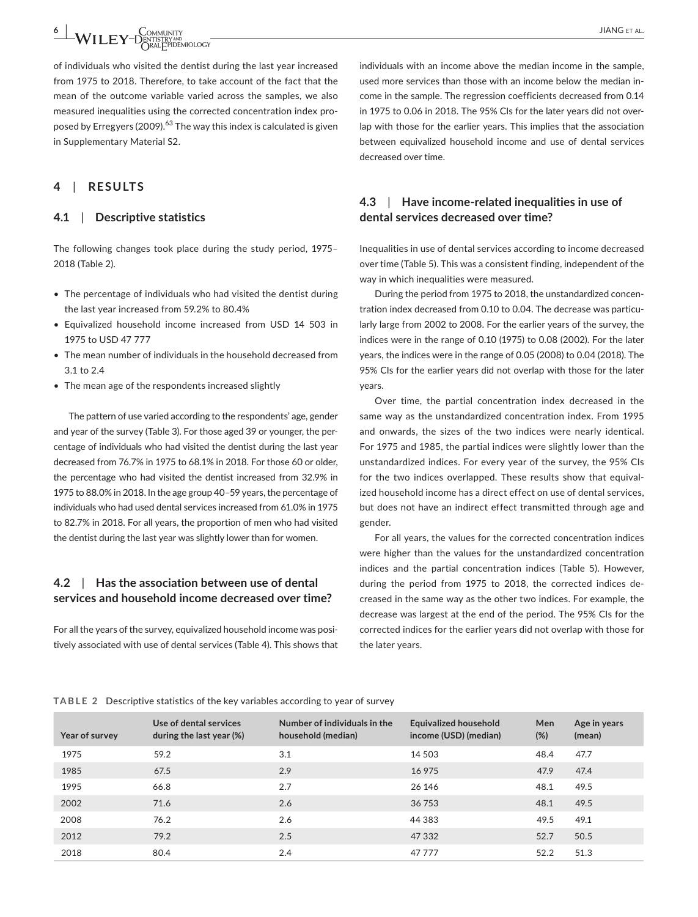of individuals who visited the dentist during the last year increased from 1975 to 2018. Therefore, to take account of the fact that the mean of the outcome variable varied across the samples, we also measured inequalities using the corrected concentration index proposed by Erregyers (2009).[63] The way this index is calculated is given in Supplementary Material S2.

## 4 | RESULTS

### 4.1 | Descriptive statistics

The following changes took place during the study period, 1975–2018 (Table 2).

- The percentage of individuals who had visited the dentist during the last year increased from 59.2% to 80.4%
- Equivalized household income increased from USD 14 503 in 1975 to USD 47 777
- The mean number of individuals in the household decreased from 3.1 to 2.4
- The mean age of the respondents increased slightly

The pattern of use varied according to the respondents' age, gender and year of the survey (Table 3). For those aged 39 or younger, the percentage of individuals who had visited the dentist during the last year decreased from 76.7% in 1975 to 68.1% in 2018. For those 60 or older, the percentage who had visited the dentist increased from 32.9% in 1975 to 88.0% in 2018. In the age group 40–59 years, the percentage of individuals who had used dental services increased from 61.0% in 1975 to 82.7% in 2018. For all years, the proportion of men who had visited the dentist during the last year was slightly lower than for women.

### 4.2 | Has the association between use of dental services and household income decreased over time?

For all the years of the survey, equivalized household income was positively associated with use of dental services (Table 4). This shows that individuals with an income above the median income in the sample, used more services than those with an income below the median income in the sample. The regression coefficients decreased from 0.14 in 1975 to 0.06 in 2018. The 95% CIs for the later years did not overlap with those for the earlier years. This implies that the association between equivalized household income and use of dental services decreased over time.

### 4.3 | Have income-related inequalities in use of dental services decreased over time?

Inequalities in use of dental services according to income decreased over time (Table 5). This was a consistent finding, independent of the way in which inequalities were measured.

During the period from 1975 to 2018, the unstandardized concentration index decreased from 0.10 to 0.04. The decrease was particularly large from 2002 to 2008. For the earlier years of the survey, the indices were in the range of 0.10 (1975) to 0.08 (2002). For the later years, the indices were in the range of 0.05 (2008) to 0.04 (2018). The 95% CIs for the earlier years did not overlap with those for the later years.

Over time, the partial concentration index decreased in the same way as the unstandardized concentration index. From 1995 and onwards, the sizes of the two indices were nearly identical. For 1975 and 1985, the partial indices were slightly lower than the unstandardized indices. For every year of the survey, the 95% CIs for the two indices overlapped. These results show that equivalized household income has a direct effect on use of dental services, but does not have an indirect effect transmitted through age and gender.

For all years, the values for the corrected concentration indices were higher than the values for the unstandardized concentration indices and the partial concentration indices (Table 5). However, during the period from 1975 to 2018, the corrected indices decreased in the same way as the other two indices. For example, the decrease was largest at the end of the period. The 95% CIs for the corrected indices for the earlier years did not overlap with those for the later years.

**TABLE 2** Descriptive statistics of the key variables according to year of survey

| Year of survey | Use of dental services during the last year (%) | Number of individuals in the household (median) | Equivalized household income (USD) (median) | Men (%) | Age in years (mean) |
|---|---|---|---|---|---|
| 1975 | 59.2 | 3.1 | 14 503 | 48.4 | 47.7 |
| 1985 | 67.5 | 2.9 | 16 975 | 47.9 | 47.4 |
| 1995 | 66.8 | 2.7 | 26 146 | 48.1 | 49.5 |
| 2002 | 71.6 | 2.6 | 36 753 | 48.1 | 49.5 |
| 2008 | 76.2 | 2.6 | 44 383 | 49.5 | 49.1 |
| 2012 | 79.2 | 2.5 | 47 332 | 52.7 | 50.5 |
| 2018 | 80.4 | 2.4 | 47 777 | 52.2 | 51.3 |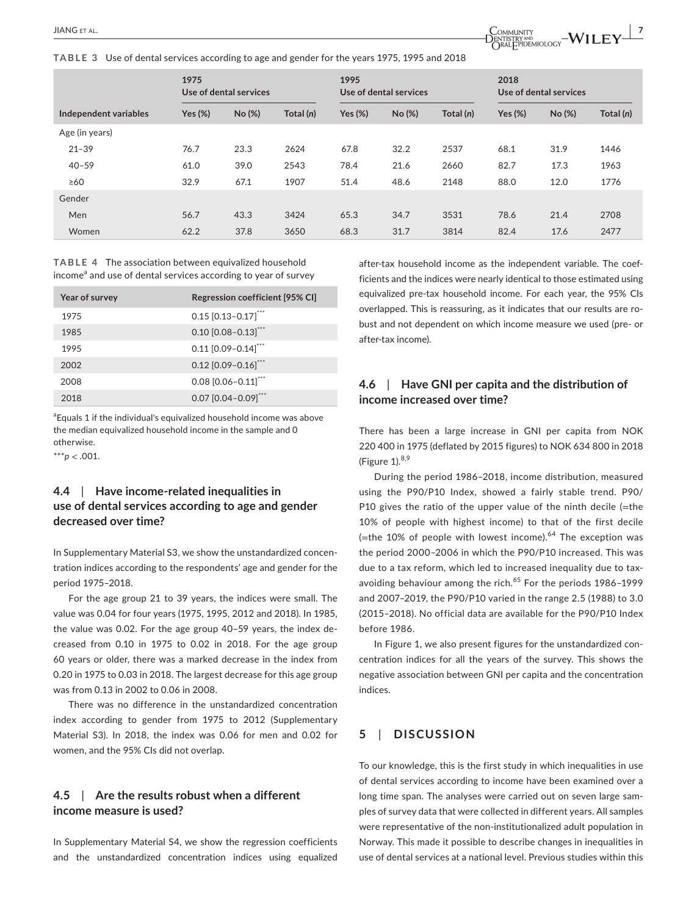**TABLE 3** Use of dental services according to age and gender for the years 1975, 1995 and 2018

| | 1975 Use of dental services | | | 1995 Use of dental services | | | 2018 Use of dental services | | |
|---|---|---|---|---|---|---|---|---|---|
| Independent variables | Yes (%) | No (%) | Total (*n*) | Yes (%) | No (%) | Total (*n*) | Yes (%) | No (%) | Total (*n*) |
| Age (in years) | | | | | | | | | |
| 21–39 | 76.7 | 23.3 | 2624 | 67.8 | 32.2 | 2537 | 68.1 | 31.9 | 1446 |
| 40–59 | 61.0 | 39.0 | 2543 | 78.4 | 21.6 | 2660 | 82.7 | 17.3 | 1963 |
| ≥60 | 32.9 | 67.1 | 1907 | 51.4 | 48.6 | 2148 | 88.0 | 12.0 | 1776 |
| Gender | | | | | | | | | |
| Men | 56.7 | 43.3 | 3424 | 65.3 | 34.7 | 3531 | 78.6 | 21.4 | 2708 |
| Women | 62.2 | 37.8 | 3650 | 68.3 | 31.7 | 3814 | 82.4 | 17.6 | 2477 |

**TABLE 4** The association between equivalized household income[a] and use of dental services according to year of survey

| Year of survey | Regression coefficient [95% CI] |
|---|---|
| 1975 | 0.15 [0.13–0.17]*** |
| 1985 | 0.10 [0.08–0.13]*** |
| 1995 | 0.11 [0.09–0.14]*** |
| 2002 | 0.12 [0.09–0.16]*** |
| 2008 | 0.08 [0.06–0.11]*** |
| 2018 | 0.07 [0.04–0.09]*** |

[a]Equals 1 if the individual's equivalized household income was above the median equivalized household income in the sample and 0 otherwise.

***$p < .001$.

### 4.4 | Have income-related inequalities in use of dental services according to age and gender decreased over time?

In Supplementary Material S3, we show the unstandardized concentration indices according to the respondents' age and gender for the period 1975–2018.

For the age group 21 to 39 years, the indices were small. The value was 0.04 for four years (1975, 1995, 2012 and 2018). In 1985, the value was 0.02. For the age group 40–59 years, the index decreased from 0.10 in 1975 to 0.02 in 2018. For the age group 60 years or older, there was a marked decrease in the index from 0.20 in 1975 to 0.03 in 2018. The largest decrease for this age group was from 0.13 in 2002 to 0.06 in 2008.

There was no difference in the unstandardized concentration index according to gender from 1975 to 2012 (Supplementary Material S3). In 2018, the index was 0.06 for men and 0.02 for women, and the 95% CIs did not overlap.

### 4.5 | Are the results robust when a different income measure is used?

In Supplementary Material S4, we show the regression coefficients and the unstandardized concentration indices using equalized after-tax household income as the independent variable. The coefficients and the indices were nearly identical to those estimated using equivalized pre-tax household income. For each year, the 95% CIs overlapped. This is reassuring, as it indicates that our results are robust and not dependent on which income measure we used (pre- or after-tax income).

### 4.6 | Have GNI per capita and the distribution of income increased over time?

There has been a large increase in GNI per capita from NOK 220 400 in 1975 (deflated by 2015 figures) to NOK 634 800 in 2018 (Figure 1).[8,9]

During the period 1986–2018, income distribution, measured using the P90/P10 Index, showed a fairly stable trend. P90/P10 gives the ratio of the upper value of the ninth decile (=the 10% of people with highest income) to that of the first decile (=the 10% of people with lowest income).[64] The exception was the period 2000–2006 in which the P90/P10 increased. This was due to a tax reform, which led to increased inequality due to tax-avoiding behaviour among the rich.[65] For the periods 1986–1999 and 2007–2019, the P90/P10 varied in the range 2.5 (1988) to 3.0 (2015–2018). No official data are available for the P90/P10 Index before 1986.

In Figure 1, we also present figures for the unstandardized concentration indices for all the years of the survey. This shows the negative association between GNI per capita and the concentration indices.

## 5 | DISCUSSION

To our knowledge, this is the first study in which inequalities in use of dental services according to income have been examined over a long time span. The analyses were carried out on seven large samples of survey data that were collected in different years. All samples were representative of the non-institutionalized adult population in Norway. This made it possible to describe changes in inequalities in use of dental services at a national level. Previous studies within this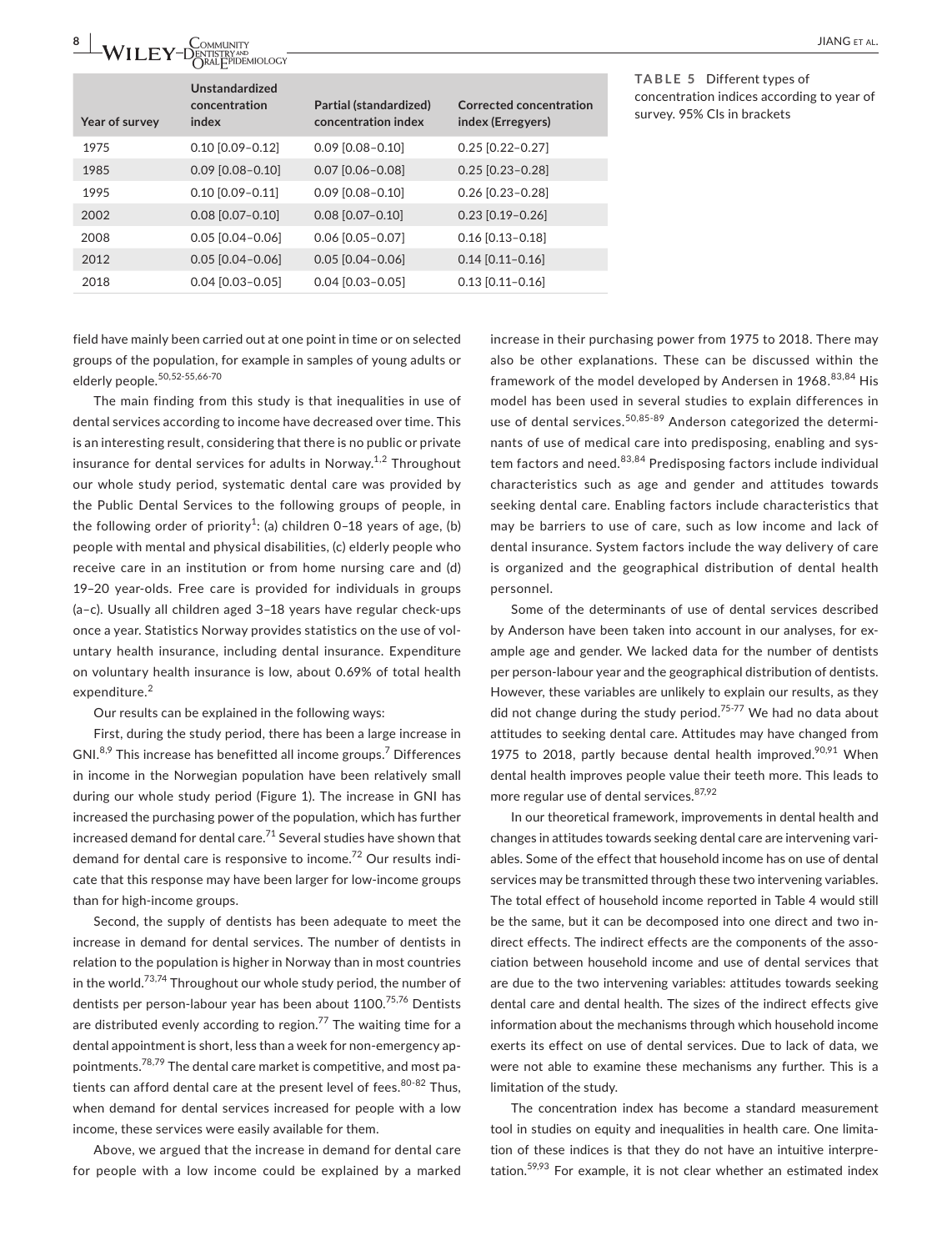**TABLE 5** Different types of concentration indices according to year of survey. 95% CIs in brackets

| Year of survey | Unstandardized concentration index | Partial (standardized) concentration index | Corrected concentration index (Erregyers) |
|---|---|---|---|
| 1975 | 0.10 [0.09–0.12] | 0.09 [0.08–0.10] | 0.25 [0.22–0.27] |
| 1985 | 0.09 [0.08–0.10] | 0.07 [0.06–0.08] | 0.25 [0.23–0.28] |
| 1995 | 0.10 [0.09–0.11] | 0.09 [0.08–0.10] | 0.26 [0.23–0.28] |
| 2002 | 0.08 [0.07–0.10] | 0.08 [0.07–0.10] | 0.23 [0.19–0.26] |
| 2008 | 0.05 [0.04–0.06] | 0.06 [0.05–0.07] | 0.16 [0.13–0.18] |
| 2012 | 0.05 [0.04–0.06] | 0.05 [0.04–0.06] | 0.14 [0.11–0.16] |
| 2018 | 0.04 [0.03–0.05] | 0.04 [0.03–0.05] | 0.13 [0.11–0.16] |

field have mainly been carried out at one point in time or on selected groups of the population, for example in samples of young adults or elderly people.[50,52-55,66-70]

The main finding from this study is that inequalities in use of dental services according to income have decreased over time. This is an interesting result, considering that there is no public or private insurance for dental services for adults in Norway.[1,2] Throughout our whole study period, systematic dental care was provided by the Public Dental Services to the following groups of people, in the following order of priority[1]: (a) children 0–18 years of age, (b) people with mental and physical disabilities, (c) elderly people who receive care in an institution or from home nursing care and (d) 19–20 year-olds. Free care is provided for individuals in groups (a–c). Usually all children aged 3–18 years have regular check-ups once a year. Statistics Norway provides statistics on the use of voluntary health insurance, including dental insurance. Expenditure on voluntary health insurance is low, about 0.69% of total health expenditure.[2]

Our results can be explained in the following ways:

First, during the study period, there has been a large increase in GNI.[8,9] This increase has benefitted all income groups.[7] Differences in income in the Norwegian population have been relatively small during our whole study period (Figure 1). The increase in GNI has increased the purchasing power of the population, which has further increased demand for dental care.[71] Several studies have shown that demand for dental care is responsive to income.[72] Our results indicate that this response may have been larger for low-income groups than for high-income groups.

Second, the supply of dentists has been adequate to meet the increase in demand for dental services. The number of dentists in relation to the population is higher in Norway than in most countries in the world.[73,74] Throughout our whole study period, the number of dentists per person-labour year has been about 1100.[75,76] Dentists are distributed evenly according to region.[77] The waiting time for a dental appointment is short, less than a week for non-emergency appointments.[78,79] The dental care market is competitive, and most patients can afford dental care at the present level of fees.[80-82] Thus, when demand for dental services increased for people with a low income, these services were easily available for them.

Above, we argued that the increase in demand for dental care for people with a low income could be explained by a marked increase in their purchasing power from 1975 to 2018. There may also be other explanations. These can be discussed within the framework of the model developed by Andersen in 1968.[83,84] His model has been used in several studies to explain differences in use of dental services.[50,85-89] Anderson categorized the determinants of use of medical care into predisposing, enabling and system factors and need.[83,84] Predisposing factors include individual characteristics such as age and gender and attitudes towards seeking dental care. Enabling factors include characteristics that may be barriers to use of care, such as low income and lack of dental insurance. System factors include the way delivery of care is organized and the geographical distribution of dental health personnel.

Some of the determinants of use of dental services described by Anderson have been taken into account in our analyses, for example age and gender. We lacked data for the number of dentists per person-labour year and the geographical distribution of dentists. However, these variables are unlikely to explain our results, as they did not change during the study period.[75-77] We had no data about attitudes to seeking dental care. Attitudes may have changed from 1975 to 2018, partly because dental health improved.[90,91] When dental health improves people value their teeth more. This leads to more regular use of dental services.[87,92]

In our theoretical framework, improvements in dental health and changes in attitudes towards seeking dental care are intervening variables. Some of the effect that household income has on use of dental services may be transmitted through these two intervening variables. The total effect of household income reported in Table 4 would still be the same, but it can be decomposed into one direct and two indirect effects. The indirect effects are the components of the association between household income and use of dental services that are due to the two intervening variables: attitudes towards seeking dental care and dental health. The sizes of the indirect effects give information about the mechanisms through which household income exerts its effect on use of dental services. Due to lack of data, we were not able to examine these mechanisms any further. This is a limitation of the study.

The concentration index has become a standard measurement tool in studies on equity and inequalities in health care. One limitation of these indices is that they do not have an intuitive interpretation.[59,93] For example, it is not clear whether an estimated index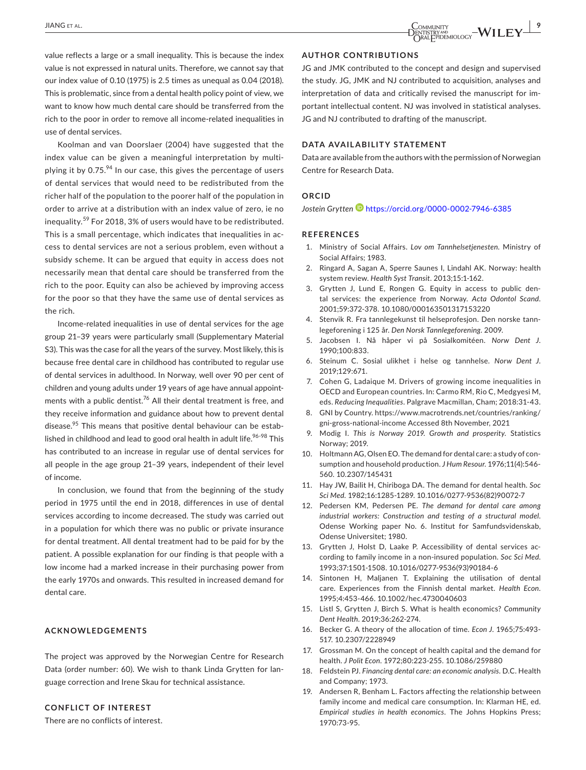value reflects a large or a small inequality. This is because the index value is not expressed in natural units. Therefore, we cannot say that our index value of 0.10 (1975) is 2.5 times as unequal as 0.04 (2018). This is problematic, since from a dental health policy point of view, we want to know how much dental care should be transferred from the rich to the poor in order to remove all income-related inequalities in use of dental services.

Koolman and van Doorslaer (2004) have suggested that the index value can be given a meaningful interpretation by multiplying it by 0.75.[94] In our case, this gives the percentage of users of dental services that would need to be redistributed from the richer half of the population to the poorer half of the population in order to arrive at a distribution with an index value of zero, ie no inequality.[59] For 2018, 3% of users would have to be redistributed. This is a small percentage, which indicates that inequalities in access to dental services are not a serious problem, even without a subsidy scheme. It can be argued that equity in access does not necessarily mean that dental care should be transferred from the rich to the poor. Equity can also be achieved by improving access for the poor so that they have the same use of dental services as the rich.

Income-related inequalities in use of dental services for the age group 21–39 years were particularly small (Supplementary Material S3). This was the case for all the years of the survey. Most likely, this is because free dental care in childhood has contributed to regular use of dental services in adulthood. In Norway, well over 90 per cent of children and young adults under 19 years of age have annual appointments with a public dentist.[76] All their dental treatment is free, and they receive information and guidance about how to prevent dental disease.[95] This means that positive dental behaviour can be established in childhood and lead to good oral health in adult life.[96-98] This has contributed to an increase in regular use of dental services for all people in the age group 21–39 years, independent of their level of income.

In conclusion, we found that from the beginning of the study period in 1975 until the end in 2018, differences in use of dental services according to income decreased. The study was carried out in a population for which there was no public or private insurance for dental treatment. All dental treatment had to be paid for by the patient. A possible explanation for our finding is that people with a low income had a marked increase in their purchasing power from the early 1970s and onwards. This resulted in increased demand for dental care.

## ACKNOWLEDGEMENTS

The project was approved by the Norwegian Centre for Research Data (order number: 60). We wish to thank Linda Grytten for language correction and Irene Skau for technical assistance.

## CONFLICT OF INTEREST

There are no conflicts of interest.

## AUTHOR CONTRIBUTIONS

JG and JMK contributed to the concept and design and supervised the study. JG, JMK and NJ contributed to acquisition, analyses and interpretation of data and critically revised the manuscript for important intellectual content. NJ was involved in statistical analyses. JG and NJ contributed to drafting of the manuscript.

## DATA AVAILABILITY STATEMENT

Data are available from the authors with the permission of Norwegian Centre for Research Data.

## ORCID

*Jostein Grytten* https://orcid.org/0000-0002-7946-6385

## REFERENCES

1. Ministry of Social Affairs. *Lov om Tannhelsetjenesten*. Ministry of Social Affairs; 1983.
2. Ringard A, Sagan A, Sperre Saunes I, Lindahl AK. Norway: health system review. *Health Syst Transit*. 2013;15:1-162.
3. Grytten J, Lund E, Rongen G. Equity in access to public dental services: the experience from Norway. *Acta Odontol Scand*. 2001;59:372-378. 10.1080/000163501317153220
4. Stenvik R. Fra tannlegekunst til helseprofesjon. Den norske tannlegeforening i 125 år. *Den Norsk Tannlegeforening*. 2009.
5. Jacobsen I. Nå håper vi på Sosialkomitéen. *Norw Dent J*. 1990;100:833.
6. Steinum C. Sosial ulikhet i helse og tannhelse. *Norw Dent J*. 2019;129:671.
7. Cohen G, Ladaique M. Drivers of growing income inequalities in OECD and European countries. In: Carmo RM, Rio C, Medgyesi M, eds. *Reducing Inequalities*. Palgrave Macmillan, Cham; 2018:31-43.
8. GNI by Country. https://www.macrotrends.net/countries/ranking/gni-gross-national-income Accessed 8th November, 2021
9. Modig I. *This is Norway 2019. Growth and prosperity*. Statistics Norway; 2019.
10. Holtmann AG, Olsen EO. The demand for dental care: a study of consumption and household production. *J Hum Resour*. 1976;11(4):546-560. 10.2307/145431
11. Hay JW, Bailit H, Chiriboga DA. The demand for dental health. *Soc Sci Med*. 1982;16:1285-1289. 10.1016/0277-9536(82)90072-7
12. Pedersen KM, Pedersen PE. *The demand for dental care among industrial workers: Construction and testing of a structural model*. Odense Working paper No. 6. Institut for Samfundsvidenskab, Odense Universitet; 1980.
13. Grytten J, Holst D, Laake P. Accessibility of dental services according to family income in a non-insured population. *Soc Sci Med*. 1993;37:1501-1508. 10.1016/0277-9536(93)90184-6
14. Sintonen H, Maljanen T. Explaining the utilisation of dental care. Experiences from the Finnish dental market. *Health Econ*. 1995;4:453-466. 10.1002/hec.4730040603
15. Listl S, Grytten J, Birch S. What is health economics? *Community Dent Health*. 2019;36:262-274.
16. Becker G. A theory of the allocation of time. *Econ J*. 1965;75:493-517. 10.2307/2228949
17. Grossman M. On the concept of health capital and the demand for health. *J Polit Econ*. 1972;80:223-255. 10.1086/259880
18. Feldstein PJ. *Financing dental care: an economic analysis*. D.C. Health and Company; 1973.
19. Andersen R, Benham L. Factors affecting the relationship between family income and medical care consumption. In: Klarman HE, ed. *Empirical studies in health economics*. The Johns Hopkins Press; 1970:73-95.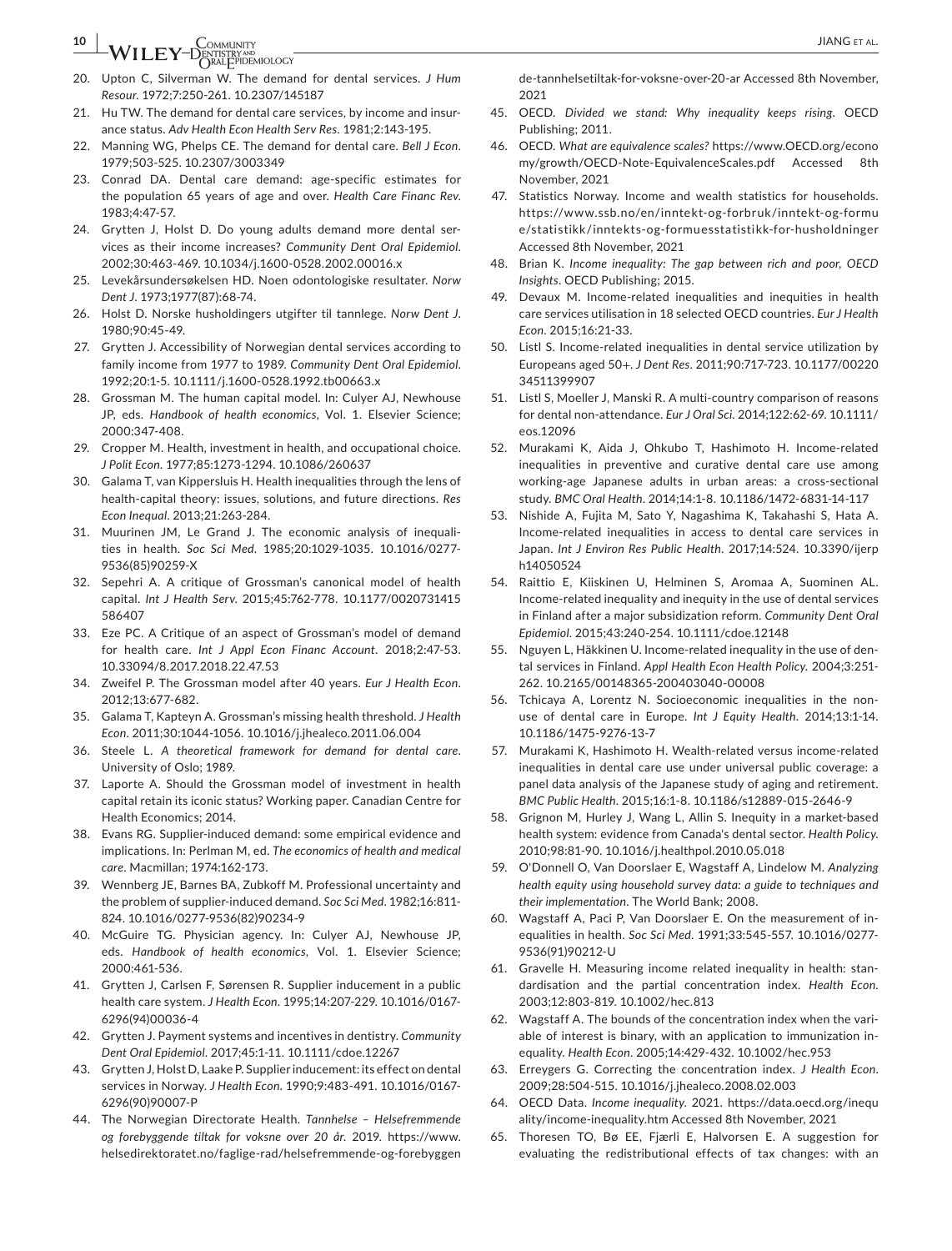20. Upton C, Silverman W. The demand for dental services. *J Hum Resour*. 1972;7:250-261. 10.2307/145187
21. Hu TW. The demand for dental care services, by income and insurance status. *Adv Health Econ Health Serv Res*. 1981;2:143-195.
22. Manning WG, Phelps CE. The demand for dental care. *Bell J Econ*. 1979;503-525. 10.2307/3003349
23. Conrad DA. Dental care demand: age-specific estimates for the population 65 years of age and over. *Health Care Financ Rev*. 1983;4:47-57.
24. Grytten J, Holst D. Do young adults demand more dental services as their income increases? *Community Dent Oral Epidemiol*. 2002;30:463-469. 10.1034/j.1600-0528.2002.00016.x
25. Levekårsundersøkelsen HD. Noen odontologiske resultater. *Norw Dent J*. 1973;1977(87):68-74.
26. Holst D. Norske husholdingers utgifter til tannlege. *Norw Dent J*. 1980;90:45-49.
27. Grytten J. Accessibility of Norwegian dental services according to family income from 1977 to 1989. *Community Dent Oral Epidemiol*. 1992;20:1-5. 10.1111/j.1600-0528.1992.tb00663.x
28. Grossman M. The human capital model. In: Culyer AJ, Newhouse JP, eds. *Handbook of health economics*, Vol. 1. Elsevier Science; 2000:347-408.
29. Cropper M. Health, investment in health, and occupational choice. *J Polit Econ*. 1977;85:1273-1294. 10.1086/260637
30. Galama T, van Kippersluis H. Health inequalities through the lens of health-capital theory: issues, solutions, and future directions. *Res Econ Inequal*. 2013;21:263-284.
31. Muurinen JM, Le Grand J. The economic analysis of inequalities in health. *Soc Sci Med*. 1985;20:1029-1035. 10.1016/0277-9536(85)90259-X
32. Sepehri A. A critique of Grossman's canonical model of health capital. *Int J Health Serv*. 2015;45:762-778. 10.1177/0020731415586407
33. Eze PC. A Critique of an aspect of Grossman's model of demand for health care. *Int J Appl Econ Financ Account*. 2018;2:47-53. 10.33094/8.2017.2018.22.47.53
34. Zweifel P. The Grossman model after 40 years. *Eur J Health Econ*. 2012;13:677-682.
35. Galama T, Kapteyn A. Grossman's missing health threshold. *J Health Econ*. 2011;30:1044-1056. 10.1016/j.jhealeco.2011.06.004
36. Steele L. *A theoretical framework for demand for dental care*. University of Oslo; 1989.
37. Laporte A. Should the Grossman model of investment in health capital retain its iconic status? Working paper. Canadian Centre for Health Economics; 2014.
38. Evans RG. Supplier-induced demand: some empirical evidence and implications. In: Perlman M, ed. *The economics of health and medical care*. Macmillan; 1974:162-173.
39. Wennberg JE, Barnes BA, Zubkoff M. Professional uncertainty and the problem of supplier-induced demand. *Soc Sci Med*. 1982;16:811-824. 10.1016/0277-9536(82)90234-9
40. McGuire TG. Physician agency. In: Culyer AJ, Newhouse JP, eds. *Handbook of health economics*, Vol. 1. Elsevier Science; 2000:461-536.
41. Grytten J, Carlsen F, Sørensen R. Supplier inducement in a public health care system. *J Health Econ*. 1995;14:207-229. 10.1016/0167-6296(94)00036-4
42. Grytten J. Payment systems and incentives in dentistry. *Community Dent Oral Epidemiol*. 2017;45:1-11. 10.1111/cdoe.12267
43. Grytten J, Holst D, Laake P. Supplier inducement: its effect on dental services in Norway. *J Health Econ*. 1990;9:483-491. 10.1016/0167-6296(90)90007-P
44. The Norwegian Directorate Health. *Tannhelse – Helsefremmende og forebyggende tiltak for voksne over 20 år*. 2019. https://www.helsedirektoratet.no/faglige-rad/helsefremmende-og-forebyggende-tannhelsetiltak-for-voksne-over-20-ar Accessed 8th November, 2021
45. OECD. *Divided we stand: Why inequality keeps rising*. OECD Publishing; 2011.
46. OECD. *What are equivalence scales?* https://www.OECD.org/economy/growth/OECD-Note-EquivalenceScales.pdf Accessed 8th November, 2021
47. Statistics Norway. Income and wealth statistics for households. https://www.ssb.no/en/inntekt-og-forbruk/inntekt-og-formue/statistikk/inntekts-og-formuesstatistikk-for-husholdninger Accessed 8th November, 2021
48. Brian K. *Income inequality: The gap between rich and poor, OECD Insights*. OECD Publishing; 2015.
49. Devaux M. Income-related inequalities and inequities in health care services utilisation in 18 selected OECD countries. *Eur J Health Econ*. 2015;16:21-33.
50. Listl S. Income-related inequalities in dental service utilization by Europeans aged 50+. *J Dent Res*. 2011;90:717-723. 10.1177/0022034511399907
51. Listl S, Moeller J, Manski R. A multi-country comparison of reasons for dental non-attendance. *Eur J Oral Sci*. 2014;122:62-69. 10.1111/eos.12096
52. Murakami K, Aida J, Ohkubo T, Hashimoto H. Income-related inequalities in preventive and curative dental care use among working-age Japanese adults in urban areas: a cross-sectional study. *BMC Oral Health*. 2014;14:1-8. 10.1186/1472-6831-14-117
53. Nishide A, Fujita M, Sato Y, Nagashima K, Takahashi S, Hata A. Income-related inequalities in access to dental care services in Japan. *Int J Environ Res Public Health*. 2017;14:524. 10.3390/ijerph14050524
54. Raittio E, Kiiskinen U, Helminen S, Aromaa A, Suominen AL. Income-related inequality and inequity in the use of dental services in Finland after a major subsidization reform. *Community Dent Oral Epidemiol*. 2015;43:240-254. 10.1111/cdoe.12148
55. Nguyen L, Häkkinen U. Income-related inequality in the use of dental services in Finland. *Appl Health Econ Health Policy*. 2004;3:251-262. 10.2165/00148365-200403040-00008
56. Tchicaya A, Lorentz N. Socioeconomic inequalities in the non-use of dental care in Europe. *Int J Equity Health*. 2014;13:1-14. 10.1186/1475-9276-13-7
57. Murakami K, Hashimoto H. Wealth-related versus income-related inequalities in dental care use under universal public coverage: a panel data analysis of the Japanese study of aging and retirement. *BMC Public Health*. 2015;16:1-8. 10.1186/s12889-015-2646-9
58. Grignon M, Hurley J, Wang L, Allin S. Inequity in a market-based health system: evidence from Canada's dental sector. *Health Policy*. 2010;98:81-90. 10.1016/j.healthpol.2010.05.018
59. O'Donnell O, Van Doorslaer E, Wagstaff A, Lindelow M. *Analyzing health equity using household survey data: a guide to techniques and their implementation*. The World Bank; 2008.
60. Wagstaff A, Paci P, Van Doorslaer E. On the measurement of inequalities in health. *Soc Sci Med*. 1991;33:545-557. 10.1016/0277-9536(91)90212-U
61. Gravelle H. Measuring income related inequality in health: standardisation and the partial concentration index. *Health Econ*. 2003;12:803-819. 10.1002/hec.813
62. Wagstaff A. The bounds of the concentration index when the variable of interest is binary, with an application to immunization inequality. *Health Econ*. 2005;14:429-432. 10.1002/hec.953
63. Erreygers G. Correcting the concentration index. *J Health Econ*. 2009;28:504-515. 10.1016/j.jhealeco.2008.02.003
64. OECD Data. *Income inequality*. 2021. https://data.oecd.org/inequality/income-inequality.htm Accessed 8th November, 2021
65. Thoresen TO, Bø EE, Fjærli E, Halvorsen E. A suggestion for evaluating the redistributional effects of tax changes: with an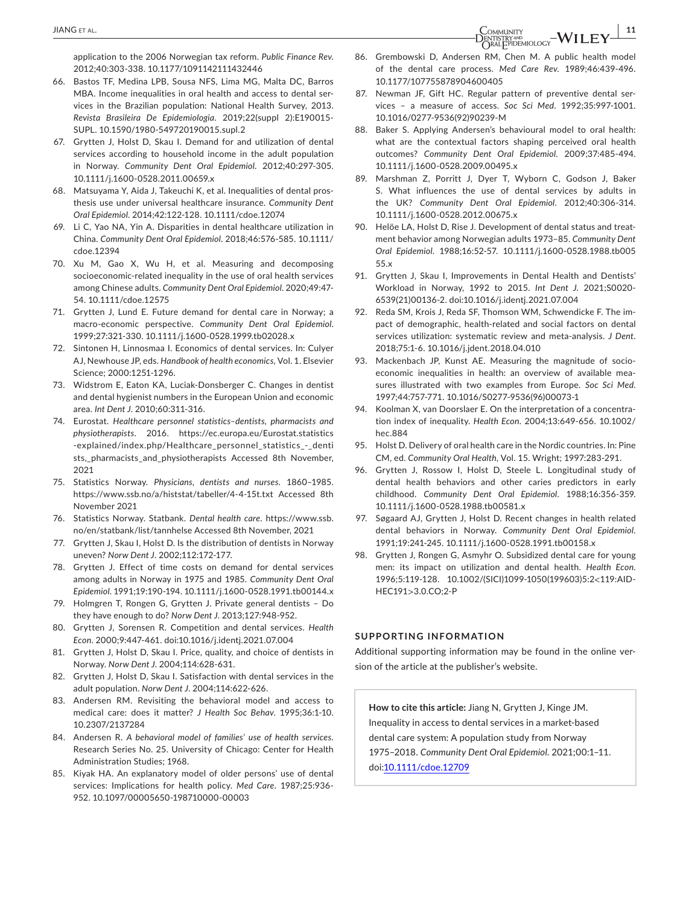application to the 2006 Norwegian tax reform. *Public Finance Rev*. 2012;40:303-338. 10.1177/1091142111432446

66. Bastos TF, Medina LPB, Sousa NFS, Lima MG, Malta DC, Barros MBA. Income inequalities in oral health and access to dental services in the Brazilian population: National Health Survey, 2013. *Revista Brasileira De Epidemiologia*. 2019;22(suppl 2):E190015-SUPL. 10.1590/1980-549720190015.supl.2
67. Grytten J, Holst D, Skau I. Demand for and utilization of dental services according to household income in the adult population in Norway. *Community Dent Oral Epidemiol*. 2012;40:297-305. 10.1111/j.1600-0528.2011.00659.x
68. Matsuyama Y, Aida J, Takeuchi K, et al. Inequalities of dental prosthesis use under universal healthcare insurance. *Community Dent Oral Epidemiol*. 2014;42:122-128. 10.1111/cdoe.12074
69. Li C, Yao NA, Yin A. Disparities in dental healthcare utilization in China. *Community Dent Oral Epidemiol*. 2018;46:576-585. 10.1111/cdoe.12394
70. Xu M, Gao X, Wu H, et al. Measuring and decomposing socioeconomic-related inequality in the use of oral health services among Chinese adults. *Community Dent Oral Epidemiol*. 2020;49:47-54. 10.1111/cdoe.12575
71. Grytten J, Lund E. Future demand for dental care in Norway; a macro-economic perspective. *Community Dent Oral Epidemiol*. 1999;27:321-330. 10.1111/j.1600-0528.1999.tb02028.x
72. Sintonen H, Linnosmaa I. Economics of dental services. In: Culyer AJ, Newhouse JP, eds. *Handbook of health economics*, Vol. 1. Elsevier Science; 2000:1251-1296.
73. Widstrom E, Eaton KA, Luciak-Donsberger C. Changes in dentist and dental hygienist numbers in the European Union and economic area. *Int Dent J*. 2010;60:311-316.
74. Eurostat. *Healthcare personnel statistics–dentists, pharmacists and physiotherapists*. 2016. https://ec.europa.eu/Eurostat.statistics-explained/index.php/Healthcare_personnel_statistics_-_dentists,_pharmacists_and_physiotherapists Accessed 8th November, 2021
75. Statistics Norway. *Physicians, dentists and nurses*. 1860–1985. https://www.ssb.no/a/histstat/tabeller/4-4-15t.txt Accessed 8th November 2021
76. Statistics Norway. Statbank. *Dental health care*. https://www.ssb.no/en/statbank/list/tannhelse Accessed 8th November, 2021
77. Grytten J, Skau I, Holst D. Is the distribution of dentists in Norway uneven? *Norw Dent J*. 2002;112:172-177.
78. Grytten J. Effect of time costs on demand for dental services among adults in Norway in 1975 and 1985. *Community Dent Oral Epidemiol*. 1991;19:190-194. 10.1111/j.1600-0528.1991.tb00144.x
79. Holmgren T, Rongen G, Grytten J. Private general dentists – Do they have enough to do? *Norw Dent J*. 2013;127:948-952.
80. Grytten J, Sorensen R. Competition and dental services. *Health Econ*. 2000;9:447-461. doi:10.1016/j.identj.2021.07.004
81. Grytten J, Holst D, Skau I. Price, quality, and choice of dentists in Norway. *Norw Dent J*. 2004;114:628-631.
82. Grytten J, Holst D, Skau I. Satisfaction with dental services in the adult population. *Norw Dent J*. 2004;114:622-626.
83. Andersen RM. Revisiting the behavioral model and access to medical care: does it matter? *J Health Soc Behav*. 1995;36:1-10. 10.2307/2137284
84. Andersen R. *A behavioral model of families' use of health services*. Research Series No. 25. University of Chicago: Center for Health Administration Studies; 1968.
85. Kiyak HA. An explanatory model of older persons' use of dental services: Implications for health policy. *Med Care*. 1987;25:936-952. 10.1097/00005650-198710000-00003
86. Grembowski D, Andersen RM, Chen M. A public health model of the dental care process. *Med Care Rev*. 1989;46:439-496. 10.1177/107755878904600405
87. Newman JF, Gift HC. Regular pattern of preventive dental services – a measure of access. *Soc Sci Med*. 1992;35:997-1001. 10.1016/0277-9536(92)90239-M
88. Baker S. Applying Andersen's behavioural model to oral health: what are the contextual factors shaping perceived oral health outcomes? *Community Dent Oral Epidemiol*. 2009;37:485-494. 10.1111/j.1600-0528.2009.00495.x
89. Marshman Z, Porritt J, Dyer T, Wyborn C, Godson J, Baker S. What influences the use of dental services by adults in the UK? *Community Dent Oral Epidemiol*. 2012;40:306-314. 10.1111/j.1600-0528.2012.00675.x
90. Helöe LA, Holst D, Rise J. Development of dental status and treatment behavior among Norwegian adults 1973–85. *Community Dent Oral Epidemiol*. 1988;16:52-57. 10.1111/j.1600-0528.1988.tb00555.x
91. Grytten J, Skau I, Improvements in Dental Health and Dentists' Workload in Norway, 1992 to 2015. *Int Dent J*. 2021;S0020-6539(21)00136-2. doi:10.1016/j.identj.2021.07.004
92. Reda SM, Krois J, Reda SF, Thomson WM, Schwendicke F. The impact of demographic, health-related and social factors on dental services utilization: systematic review and meta-analysis. *J Dent*. 2018;75:1-6. 10.1016/j.jdent.2018.04.010
93. Mackenbach JP, Kunst AE. Measuring the magnitude of socioeconomic inequalities in health: an overview of available measures illustrated with two examples from Europe. *Soc Sci Med*. 1997;44:757-771. 10.1016/S0277-9536(96)00073-1
94. Koolman X, van Doorslaer E. On the interpretation of a concentration index of inequality. *Health Econ*. 2004;13:649-656. 10.1002/hec.884
95. Holst D. Delivery of oral health care in the Nordic countries. In: Pine CM, ed. *Community Oral Health*, Vol. 15. Wright; 1997:283-291.
96. Grytten J, Rossow I, Holst D, Steele L. Longitudinal study of dental health behaviors and other caries predictors in early childhood. *Community Dent Oral Epidemiol*. 1988;16:356-359. 10.1111/j.1600-0528.1988.tb00581.x
97. Søgaard AJ, Grytten J, Holst D. Recent changes in health related dental behaviors in Norway. *Community Dent Oral Epidemiol*. 1991;19:241-245. 10.1111/j.1600-0528.1991.tb00158.x
98. Grytten J, Rongen G, Asmyhr O. Subsidized dental care for young men: its impact on utilization and dental health. *Health Econ*. 1996;5:119-128. 10.1002/(SICI)1099-1050(199603)5:2<119:AID-HEC191>3.0.CO;2-P

## SUPPORTING INFORMATION

Additional supporting information may be found in the online version of the article at the publisher's website.

**How to cite this article:** Jiang N, Grytten J, Kinge JM. Inequality in access to dental services in a market-based dental care system: A population study from Norway 1975–2018. *Community Dent Oral Epidemiol*. 2021;00:1–11. doi:10.1111/cdoe.12709